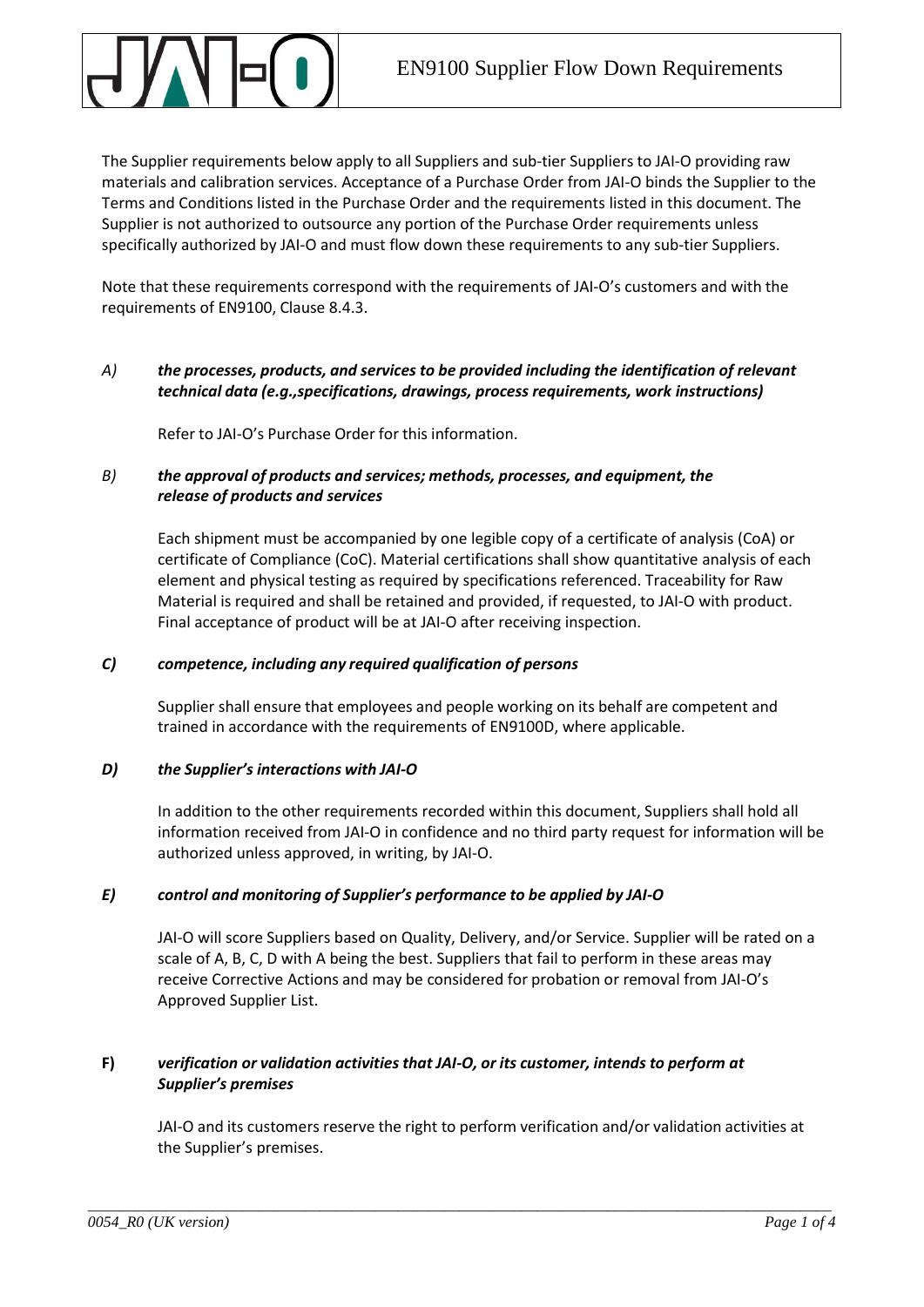# EN9100 Supplier Flow Down Requirements

The Supplier requirements below apply to all Suppliers and sub-tier Suppliers to JAI-O providing raw materials and calibration services. Acceptance of a Purchase Order from JAI-O binds the Supplier to the Terms and Conditions listed in the Purchase Order and the requirements listed in this document. The Supplier is not authorized to outsource any portion of the Purchase Order requirements unless specifically authorized by JAI-O and must flow down these requirements to any sub-tier Suppliers.

Note that these requirements correspond with the requirements of JAI-O's customers and with the requirements of EN9100, Clause 8.4.3.

*A)* ***the processes, products, and services to be provided including the identification of relevant technical data (e.g.,specifications, drawings, process requirements, work instructions)***

Refer to JAI-O's Purchase Order for this information.

*B)* ***the approval of products and services; methods, processes, and equipment, the release of products and services***

Each shipment must be accompanied by one legible copy of a certificate of analysis (CoA) or certificate of Compliance (CoC). Material certifications shall show quantitative analysis of each element and physical testing as required by specifications referenced. Traceability for Raw Material is required and shall be retained and provided, if requested, to JAI-O with product. Final acceptance of product will be at JAI-O after receiving inspection.

***C)*** ***competence, including any required qualification of persons***

Supplier shall ensure that employees and people working on its behalf are competent and trained in accordance with the requirements of EN9100D, where applicable.

***D)*** ***the Supplier's interactions with JAI-O***

In addition to the other requirements recorded within this document, Suppliers shall hold all information received from JAI-O in confidence and no third party request for information will be authorized unless approved, in writing, by JAI-O.

***E)*** ***control and monitoring of Supplier's performance to be applied by JAI-O***

JAI-O will score Suppliers based on Quality, Delivery, and/or Service. Supplier will be rated on a scale of A, B, C, D with A being the best. Suppliers that fail to perform in these areas may receive Corrective Actions and may be considered for probation or removal from JAI-O's Approved Supplier List.

**F)** ***verification or validation activities that JAI-O, or its customer, intends to perform at Supplier's premises***

JAI-O and its customers reserve the right to perform verification and/or validation activities at the Supplier's premises.

*0054_R0 (UK version)*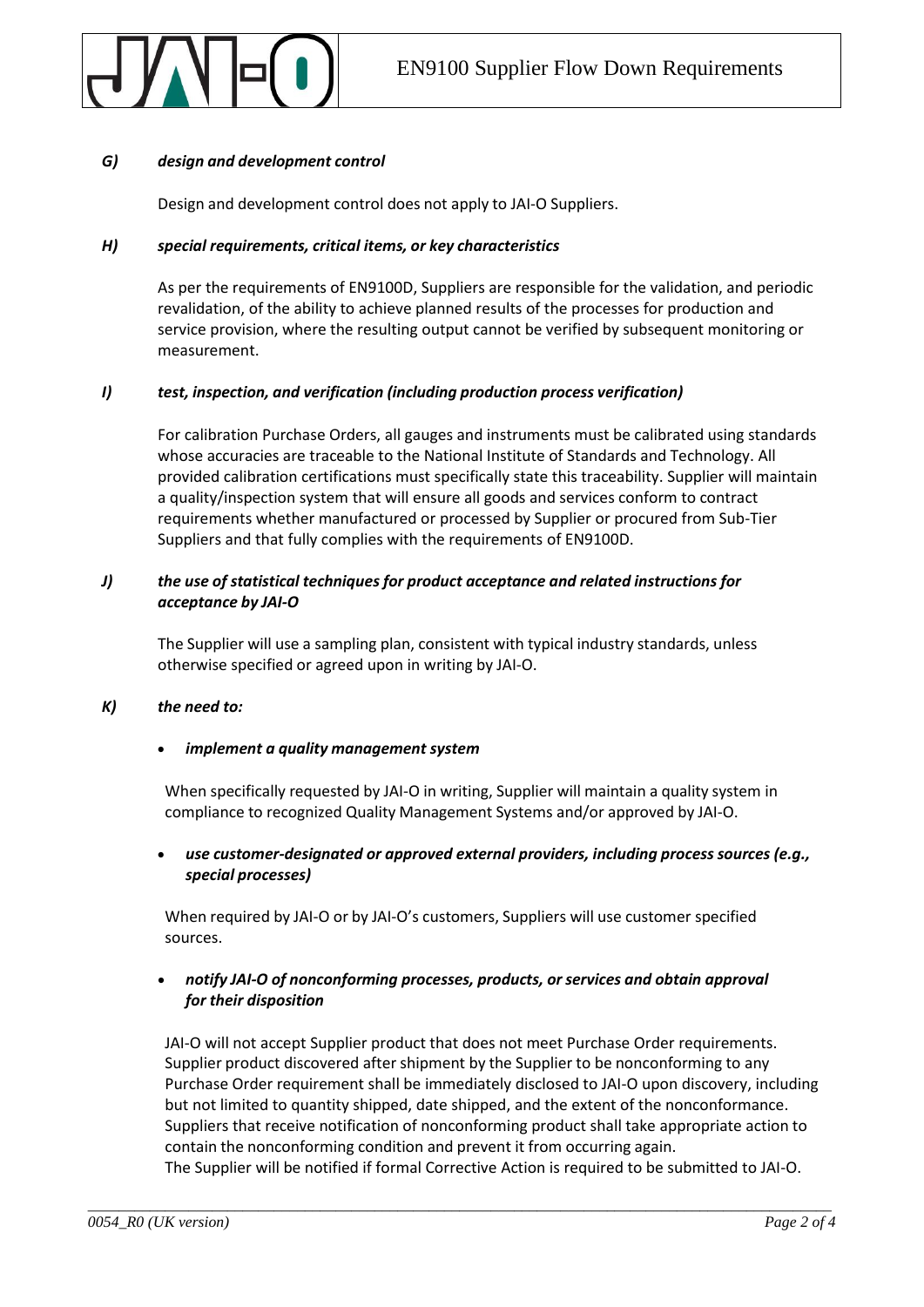***G) design and development control***

Design and development control does not apply to JAI-O Suppliers.

***H) special requirements, critical items, or key characteristics***

As per the requirements of EN9100D, Suppliers are responsible for the validation, and periodic revalidation, of the ability to achieve planned results of the processes for production and service provision, where the resulting output cannot be verified by subsequent monitoring or measurement.

***I) test, inspection, and verification (including production process verification)***

For calibration Purchase Orders, all gauges and instruments must be calibrated using standards whose accuracies are traceable to the National Institute of Standards and Technology. All provided calibration certifications must specifically state this traceability. Supplier will maintain a quality/inspection system that will ensure all goods and services conform to contract requirements whether manufactured or processed by Supplier or procured from Sub-Tier Suppliers and that fully complies with the requirements of EN9100D.

***J) the use of statistical techniques for product acceptance and related instructions for acceptance by JAI-O***

The Supplier will use a sampling plan, consistent with typical industry standards, unless otherwise specified or agreed upon in writing by JAI-O.

***K) the need to:***

- ***implement a quality management system***

  When specifically requested by JAI-O in writing, Supplier will maintain a quality system in compliance to recognized Quality Management Systems and/or approved by JAI-O.

- ***use customer-designated or approved external providers, including process sources (e.g., special processes)***

  When required by JAI-O or by JAI-O's customers, Suppliers will use customer specified sources.

- ***notify JAI-O of nonconforming processes, products, or services and obtain approval for their disposition***

  JAI-O will not accept Supplier product that does not meet Purchase Order requirements. Supplier product discovered after shipment by the Supplier to be nonconforming to any Purchase Order requirement shall be immediately disclosed to JAI-O upon discovery, including but not limited to quantity shipped, date shipped, and the extent of the nonconformance. Suppliers that receive notification of nonconforming product shall take appropriate action to contain the nonconforming condition and prevent it from occurring again.
  The Supplier will be notified if formal Corrective Action is required to be submitted to JAI-O.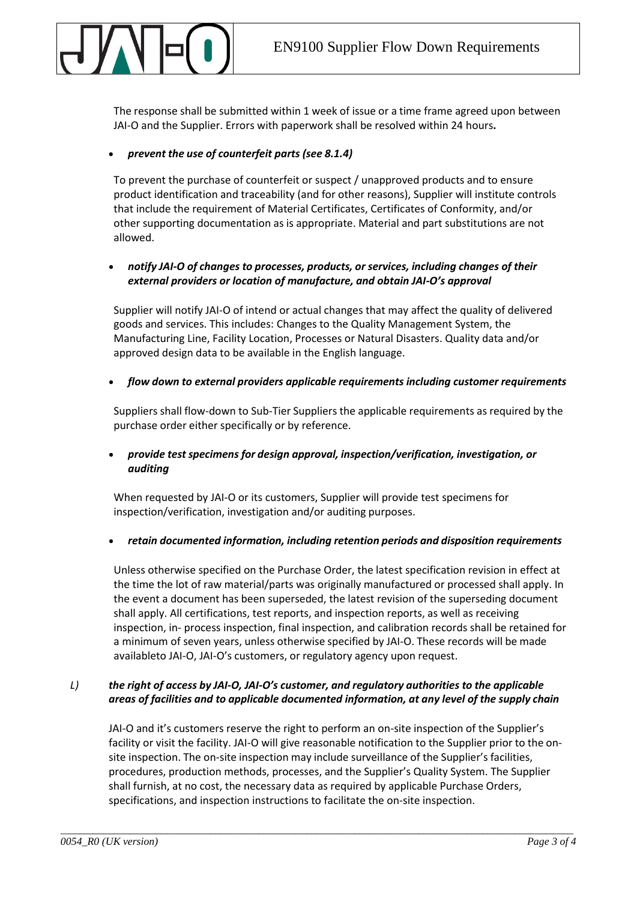The response shall be submitted within 1 week of issue or a time frame agreed upon between JAI-O and the Supplier. Errors with paperwork shall be resolved within 24 hours**.**

- ***prevent the use of counterfeit parts (see 8.1.4)***

  To prevent the purchase of counterfeit or suspect / unapproved products and to ensure product identification and traceability (and for other reasons), Supplier will institute controls that include the requirement of Material Certificates, Certificates of Conformity, and/or other supporting documentation as is appropriate. Material and part substitutions are not allowed.

- ***notify JAI-O of changes to processes, products, or services, including changes of their external providers or location of manufacture, and obtain JAI-O's approval***

  Supplier will notify JAI-O of intend or actual changes that may affect the quality of delivered goods and services. This includes: Changes to the Quality Management System, the Manufacturing Line, Facility Location, Processes or Natural Disasters. Quality data and/or approved design data to be available in the English language.

- ***flow down to external providers applicable requirements including customer requirements***

  Suppliers shall flow-down to Sub-Tier Suppliers the applicable requirements as required by the purchase order either specifically or by reference.

- ***provide test specimens for design approval, inspection/verification, investigation, or auditing***

  When requested by JAI-O or its customers, Supplier will provide test specimens for inspection/verification, investigation and/or auditing purposes.

- ***retain documented information, including retention periods and disposition requirements***

  Unless otherwise specified on the Purchase Order, the latest specification revision in effect at the time the lot of raw material/parts was originally manufactured or processed shall apply. In the event a document has been superseded, the latest revision of the superseding document shall apply. All certifications, test reports, and inspection reports, as well as receiving inspection, in- process inspection, final inspection, and calibration records shall be retained for a minimum of seven years, unless otherwise specified by JAI-O. These records will be made availableto JAI-O, JAI-O's customers, or regulatory agency upon request.

*L)* ***the right of access by JAI-O, JAI-O's customer, and regulatory authorities to the applicable areas of facilities and to applicable documented information, at any level of the supply chain***

JAI-O and it's customers reserve the right to perform an on-site inspection of the Supplier's facility or visit the facility. JAI-O will give reasonable notification to the Supplier prior to the on-site inspection. The on-site inspection may include surveillance of the Supplier's facilities, procedures, production methods, processes, and the Supplier's Quality System. The Supplier shall furnish, at no cost, the necessary data as required by applicable Purchase Orders, specifications, and inspection instructions to facilitate the on-site inspection.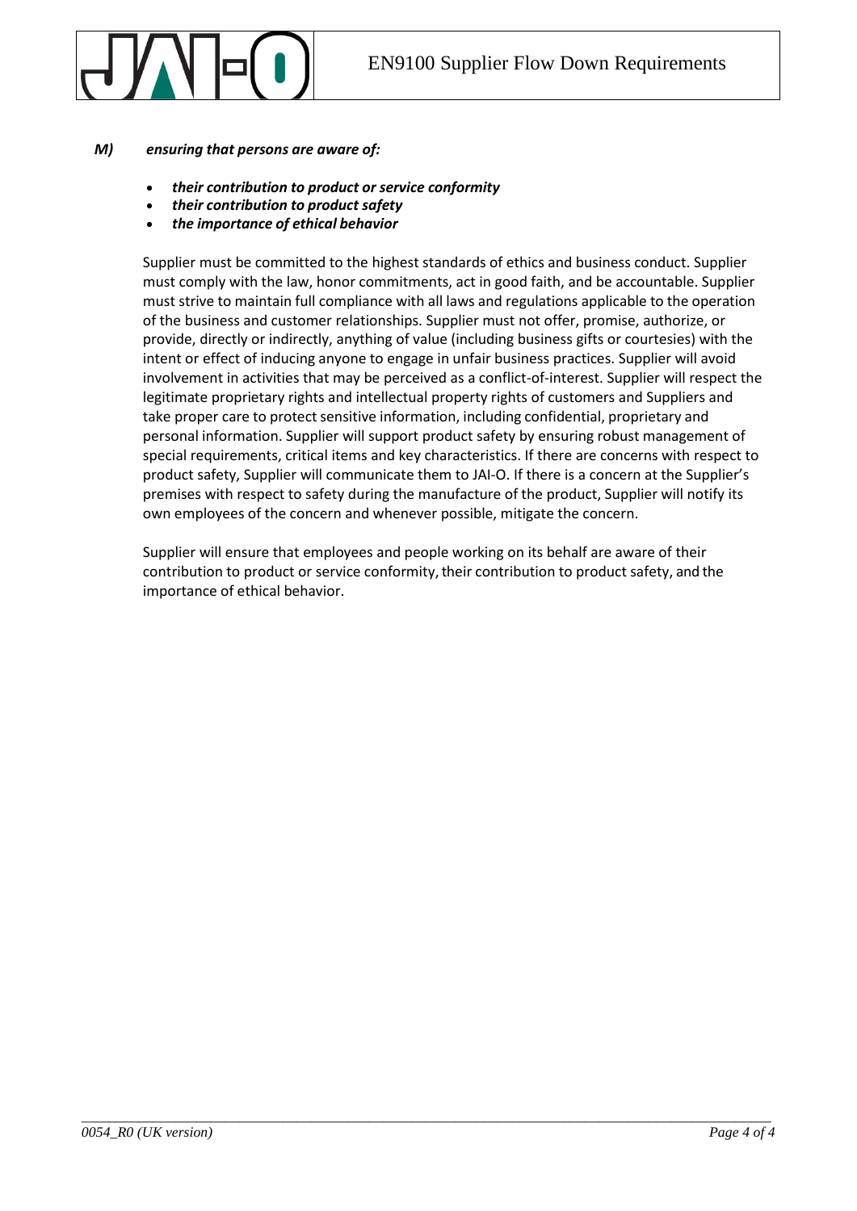***M) ensuring that persons are aware of:***

- ***their contribution to product or service conformity***
- ***their contribution to product safety***
- ***the importance of ethical behavior***

Supplier must be committed to the highest standards of ethics and business conduct. Supplier must comply with the law, honor commitments, act in good faith, and be accountable. Supplier must strive to maintain full compliance with all laws and regulations applicable to the operation of the business and customer relationships. Supplier must not offer, promise, authorize, or provide, directly or indirectly, anything of value (including business gifts or courtesies) with the intent or effect of inducing anyone to engage in unfair business practices. Supplier will avoid involvement in activities that may be perceived as a conflict-of-interest. Supplier will respect the legitimate proprietary rights and intellectual property rights of customers and Suppliers and take proper care to protect sensitive information, including confidential, proprietary and personal information. Supplier will support product safety by ensuring robust management of special requirements, critical items and key characteristics. If there are concerns with respect to product safety, Supplier will communicate them to JAI-O. If there is a concern at the Supplier's premises with respect to safety during the manufacture of the product, Supplier will notify its own employees of the concern and whenever possible, mitigate the concern.

Supplier will ensure that employees and people working on its behalf are aware of their contribution to product or service conformity, their contribution to product safety, and the importance of ethical behavior.